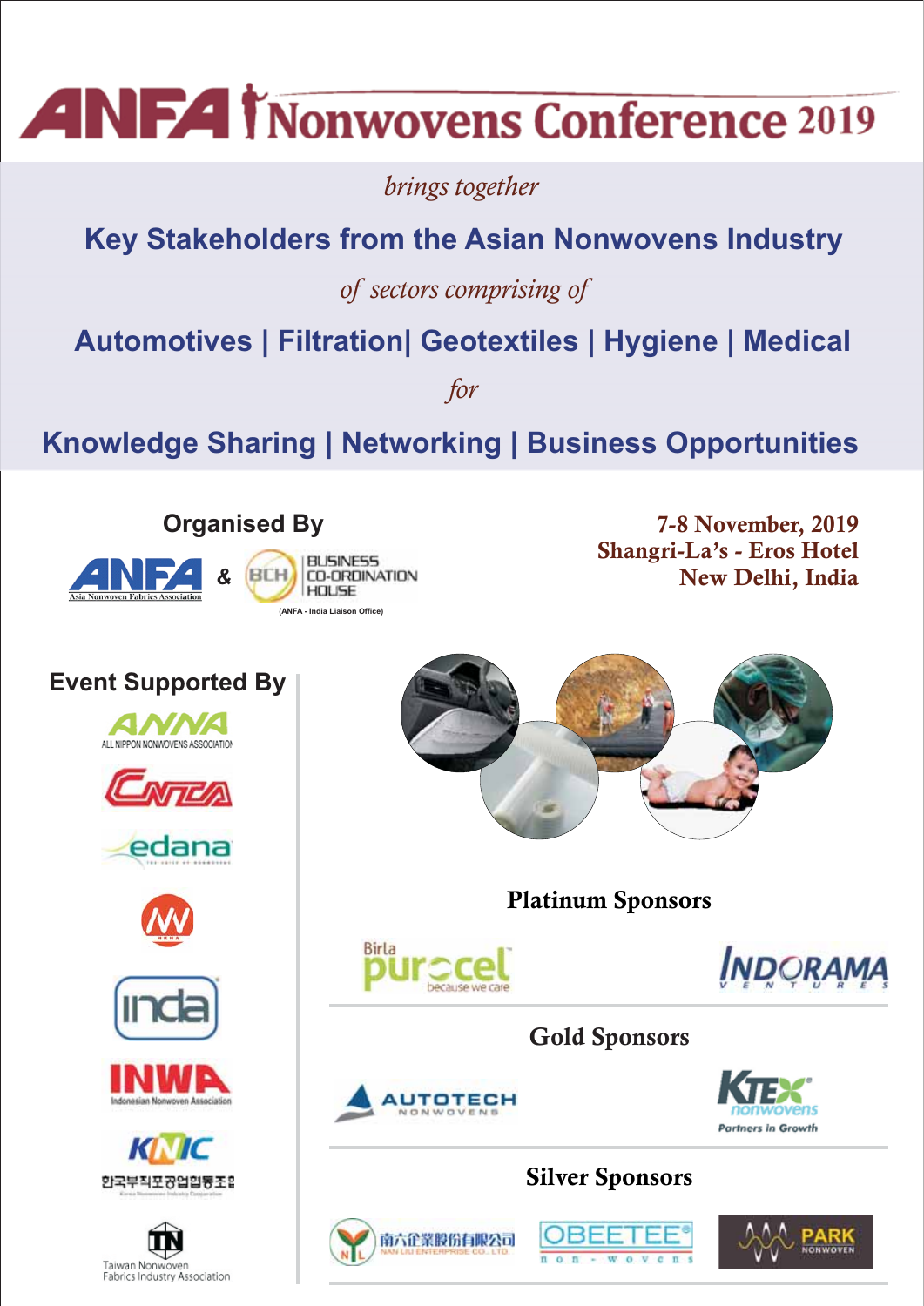# ANFA Nonwovens Conference 2019

*brings together*

## Key Stakeholders from the Asian Nonwovens Industry

*of sectors comprising of*

## Automotives | Filtration| Geotextiles | Hygiene | Medical

*for*

## Knowledge Sharing | Networking | Business Opportunities

### Organised By

ANFA (Asia Nonwoven Fabrics Association) & BCH BUSINESS CO-ORDINATION HOUSE (ANFA - India Liaison Office)

**7-8 November, 2019**
**Shangri-La's - Eros Hotel**
**New Delhi, India**

### Event Supported By

ANNA – ALL NIPPON NONWOVENS ASSOCIATION

CNTA

edana

NNA

inda

INWA – Indonesian Nonwoven Association

KNIC – 한국부직포공업협동조합

TN – Taiwan Nonwoven Fabrics Industry Association

### Platinum Sponsors

Birla purocel – because we care

INDORAMA VENTURES

### Gold Sponsors

AUTOTECH NONWOVENS

KTEX nonwovens – Partners in Growth

### Silver Sponsors

南六企業股份有限公司 NAN LIU ENTERPRISE CO., LTD.

OBEETEE non-wovens

PARK NONWOVEN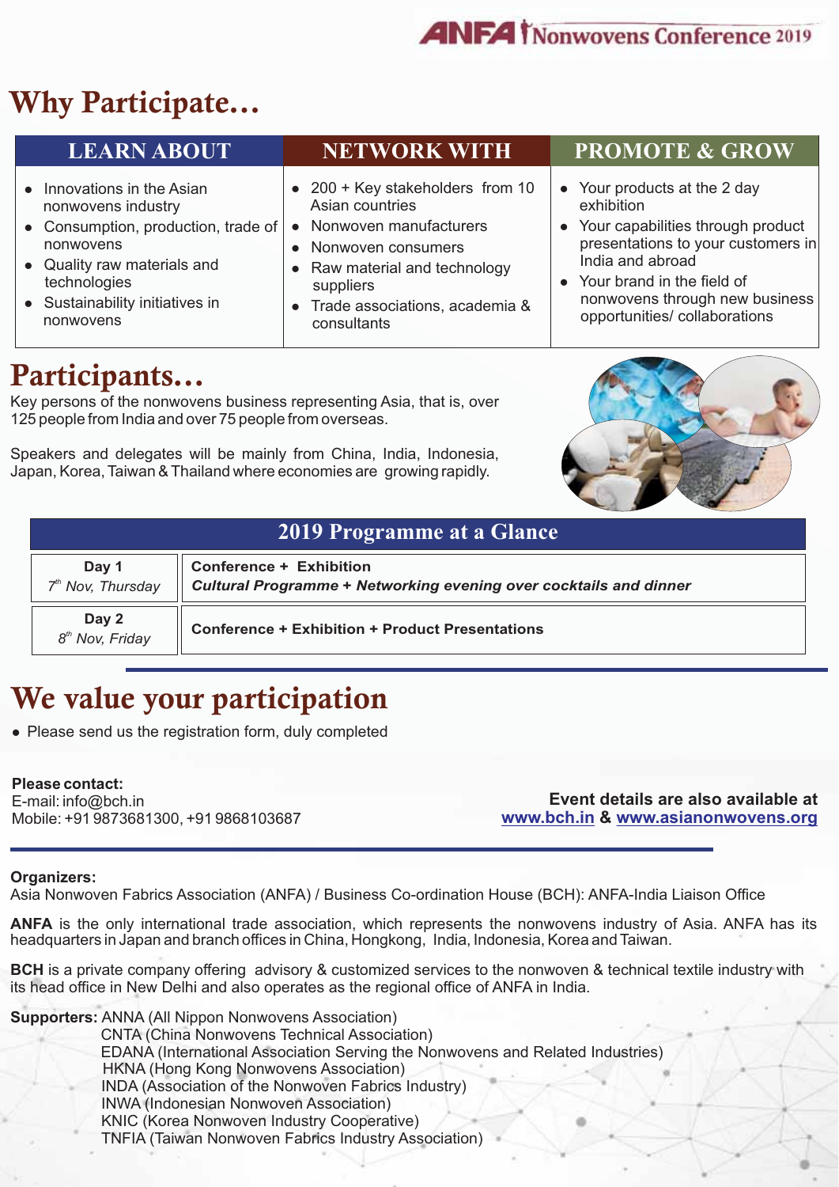# Why Participate…

| LEARN ABOUT | NETWORK WITH | PROMOTE & GROW |
|---|---|---|
| • Innovations in the Asian nonwovens industry<br>• Consumption, production, trade of nonwovens<br>• Quality raw materials and technologies<br>• Sustainability initiatives in nonwovens | • 200 + Key stakeholders from 10 Asian countries<br>• Nonwoven manufacturers<br>• Nonwoven consumers<br>• Raw material and technology suppliers<br>• Trade associations, academia & consultants | • Your products at the 2 day exhibition<br>• Your capabilities through product presentations to your customers in India and abroad<br>• Your brand in the field of nonwovens through new business opportunities/ collaborations |

# Participants…

Key persons of the nonwovens business representing Asia, that is, over 125 people from India and over 75 people from overseas.

Speakers and delegates will be mainly from China, India, Indonesia, Japan, Korea, Taiwan & Thailand where economies are growing rapidly.

| 2019 Programme at a Glance | |
|---|---|
| **Day 1**<br>*7th Nov, Thursday* | **Conference + Exhibition**<br>***Cultural Programme + Networking evening over cocktails and dinner*** |
| **Day 2**<br>*8th Nov, Friday* | **Conference + Exhibition + Product Presentations** |

# We value your participation

- Please send us the registration form, duly completed

**Please contact:**
E-mail: info@bch.in
Mobile: +91 9873681300, +91 9868103687

**Event details are also available at www.bch.in & www.asianonwovens.org**

**Organizers:**
Asia Nonwoven Fabrics Association (ANFA) / Business Co-ordination House (BCH): ANFA-India Liaison Office

**ANFA** is the only international trade association, which represents the nonwovens industry of Asia. ANFA has its headquarters in Japan and branch offices in China, Hongkong, India, Indonesia, Korea and Taiwan.

**BCH** is a private company offering advisory & customized services to the nonwoven & technical textile industry with its head office in New Delhi and also operates as the regional office of ANFA in India.

**Supporters:** ANNA (All Nippon Nonwovens Association)
CNTA (China Nonwovens Technical Association)
EDANA (International Association Serving the Nonwovens and Related Industries)
HKNA (Hong Kong Nonwovens Association)
INDA (Association of the Nonwoven Fabrics Industry)
INWA (Indonesian Nonwoven Association)
KNIC (Korea Nonwoven Industry Cooperative)
TNFIA (Taiwan Nonwoven Fabrics Industry Association)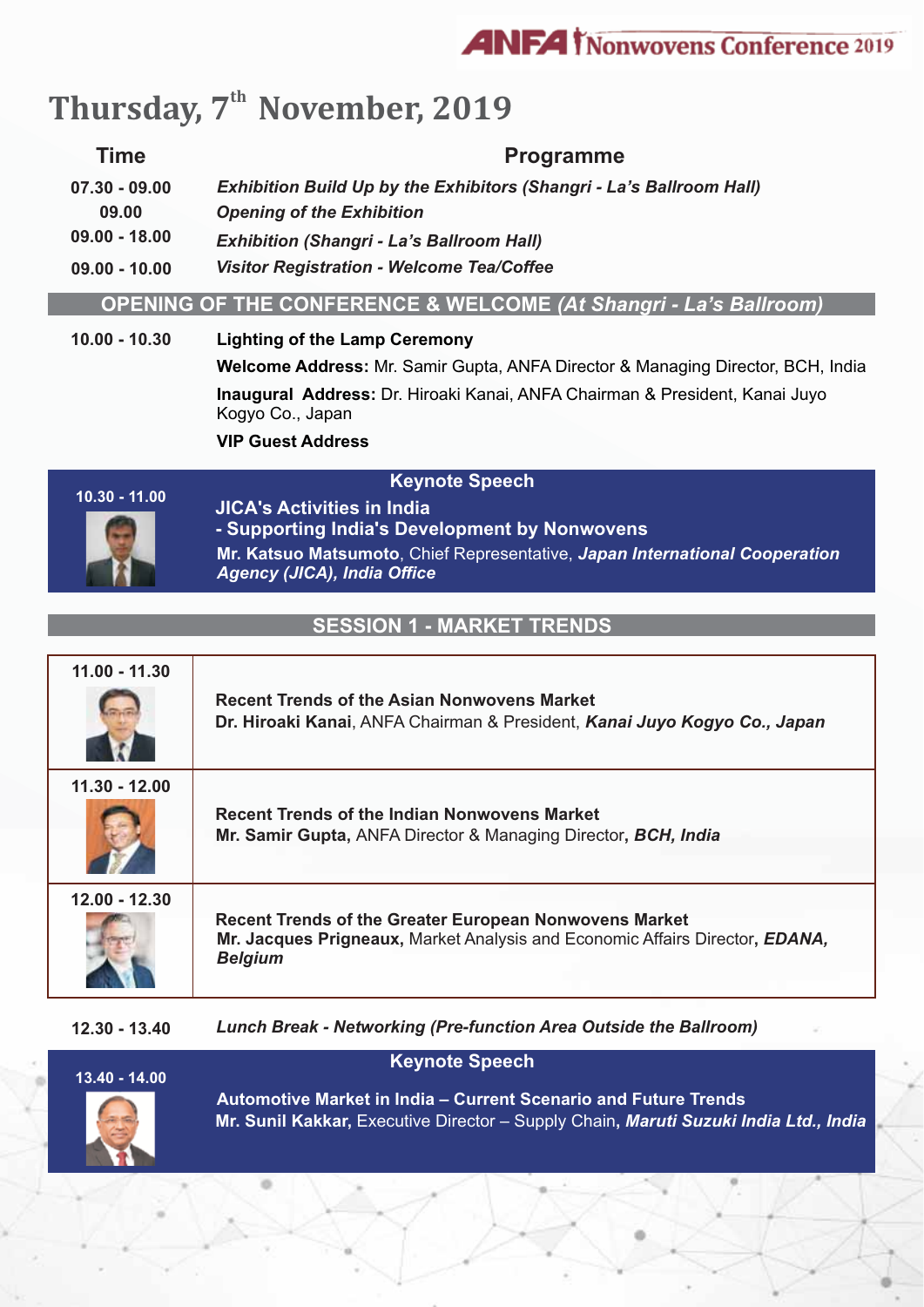# Thursday, 7th November, 2019

| Time | Programme |
|---|---|
| 07.30 - 09.00 | *Exhibition Build Up by the Exhibitors (Shangri - La's Ballroom Hall)* |
| 09.00 | *Opening of the Exhibition* |
| 09.00 - 18.00 | *Exhibition (Shangri - La's Ballroom Hall)* |
| 09.00 - 10.00 | *Visitor Registration - Welcome Tea/Coffee* |

## OPENING OF THE CONFERENCE & WELCOME *(At Shangri - La's Ballroom)*

**10.00 - 10.30**

**Lighting of the Lamp Ceremony**

**Welcome Address:** Mr. Samir Gupta, ANFA Director & Managing Director, BCH, India

**Inaugural Address:** Dr. Hiroaki Kanai, ANFA Chairman & President, Kanai Juyo Kogyo Co., Japan

**VIP Guest Address**

### Keynote Speech

**10.30 - 11.00**

**JICA's Activities in India**
**- Supporting India's Development by Nonwovens**

**Mr. Katsuo Matsumoto**, Chief Representative, ***Japan International Cooperation Agency (JICA), India Office***

## SESSION 1 - MARKET TRENDS

| Time | Programme |
|---|---|
| 11.00 - 11.30 | **Recent Trends of the Asian Nonwovens Market**<br>**Dr. Hiroaki Kanai**, ANFA Chairman & President, ***Kanai Juyo Kogyo Co., Japan*** |
| 11.30 - 12.00 | **Recent Trends of the Indian Nonwovens Market**<br>**Mr. Samir Gupta,** ANFA Director & Managing Director**, *BCH, India*** |
| 12.00 - 12.30 | **Recent Trends of the Greater European Nonwovens Market**<br>**Mr. Jacques Prigneaux,** Market Analysis and Economic Affairs Director**, *EDANA, Belgium*** |

**12.30 - 13.40** *Lunch Break - Networking (Pre-function Area Outside the Ballroom)*

### Keynote Speech

**13.40 - 14.00**

**Automotive Market in India – Current Scenario and Future Trends**

**Mr. Sunil Kakkar,** Executive Director – Supply Chain**, *Maruti Suzuki India Ltd., India***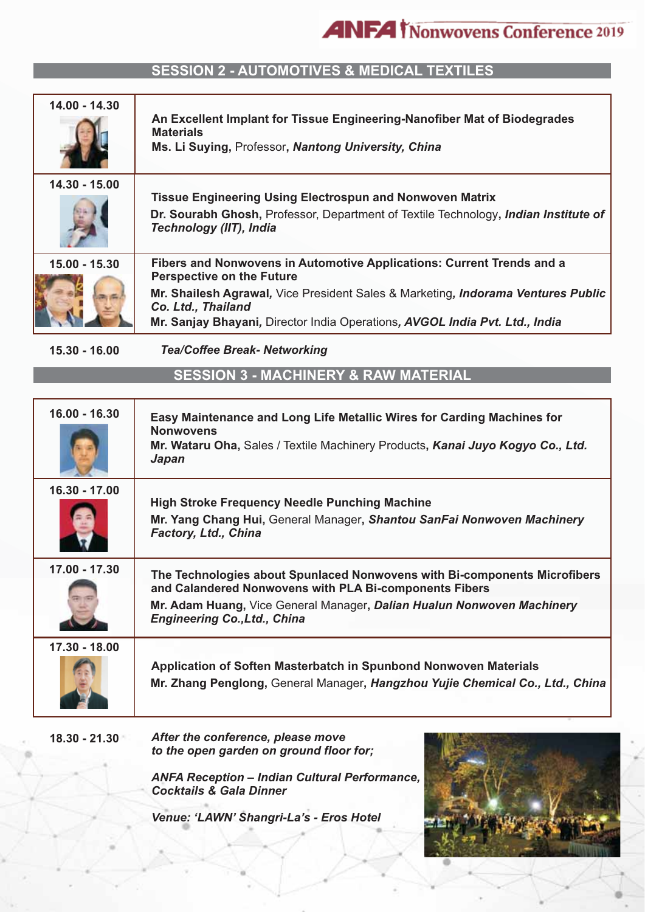## SESSION 2 - AUTOMOTIVES & MEDICAL TEXTILES

| Time | Session |
|---|---|
| 14.00 - 14.30 | **An Excellent Implant for Tissue Engineering-Nanofiber Mat of Biodegrades Materials**<br>**Ms. Li Suying,** Professor, ***Nantong University, China*** |
| 14.30 - 15.00 | **Tissue Engineering Using Electrospun and Nonwoven Matrix**<br>**Dr. Sourabh Ghosh,** Professor, Department of Textile Technology, ***Indian Institute of Technology (IIT), India*** |
| 15.00 - 15.30 | **Fibers and Nonwovens in Automotive Applications: Current Trends and a Perspective on the Future**<br>**Mr. Shailesh Agrawal,** Vice President Sales & Marketing, ***Indorama Ventures Public Co. Ltd., Thailand***<br>**Mr. Sanjay Bhayani,** Director India Operations, ***AVGOL India Pvt. Ltd., India*** |

15.30 - 16.00 *Tea/Coffee Break- Networking*

## SESSION 3 - MACHINERY & RAW MATERIAL

| Time | Session |
|---|---|
| 16.00 - 16.30 | **Easy Maintenance and Long Life Metallic Wires for Carding Machines for Nonwovens**<br>**Mr. Wataru Oha,** Sales / Textile Machinery Products, ***Kanai Juyo Kogyo Co., Ltd. Japan*** |
| 16.30 - 17.00 | **High Stroke Frequency Needle Punching Machine**<br>**Mr. Yang Chang Hui,** General Manager, ***Shantou SanFai Nonwoven Machinery Factory, Ltd., China*** |
| 17.00 - 17.30 | **The Technologies about Spunlaced Nonwovens with Bi-components Microfibers and Calandered Nonwovens with PLA Bi-components Fibers**<br>**Mr. Adam Huang,** Vice General Manager, ***Dalian Hualun Nonwoven Machinery Engineering Co.,Ltd., China*** |
| 17.30 - 18.00 | **Application of Soften Masterbatch in Spunbond Nonwoven Materials**<br>**Mr. Zhang Penglong,** General Manager, ***Hangzhou Yujie Chemical Co., Ltd., China*** |

18.30 - 21.30 *After the conference, please move to the open garden on ground floor for;*

*ANFA Reception – Indian Cultural Performance, Cocktails & Gala Dinner*

*Venue: 'LAWN' Shangri-La's - Eros Hotel*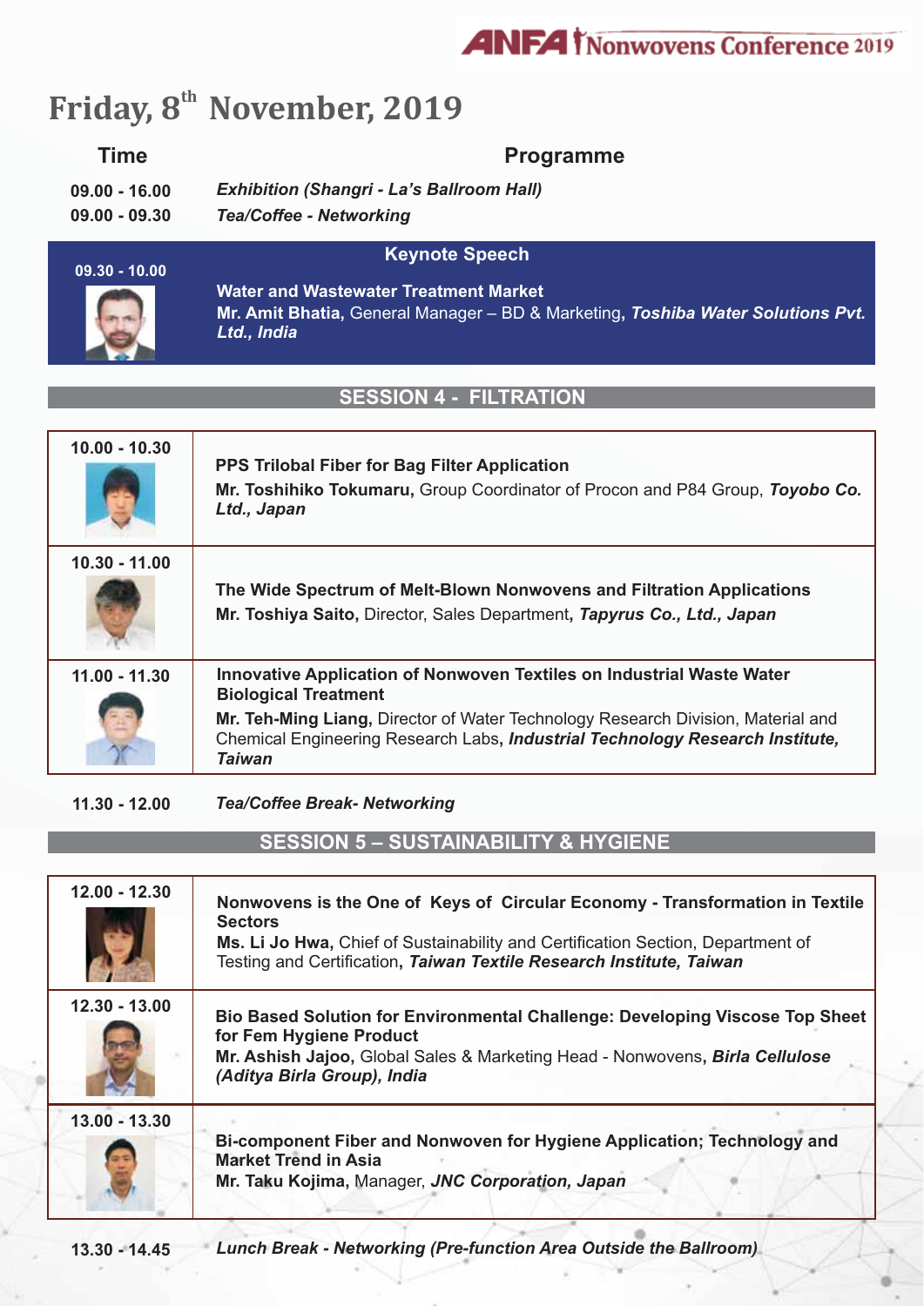# Friday, 8th November, 2019

| Time | Programme |
|---|---|
| 09.00 - 16.00 | *Exhibition (Shangri - La's Ballroom Hall)* |
| 09.00 - 09.30 | *Tea/Coffee - Networking* |

## Keynote Speech

| Time | Programme |
|---|---|
| 09.30 - 10.00 | **Water and Wastewater Treatment Market**<br>**Mr. Amit Bhatia,** General Manager – BD & Marketing, ***Toshiba Water Solutions Pvt. Ltd., India*** |

## SESSION 4 - FILTRATION

| Time | Programme |
|---|---|
| 10.00 - 10.30 | **PPS Trilobal Fiber for Bag Filter Application**<br>**Mr. Toshihiko Tokumaru,** Group Coordinator of Procon and P84 Group, ***Toyobo Co. Ltd., Japan*** |
| 10.30 - 11.00 | **The Wide Spectrum of Melt-Blown Nonwovens and Filtration Applications**<br>**Mr. Toshiya Saito,** Director, Sales Department, ***Tapyrus Co., Ltd., Japan*** |
| 11.00 - 11.30 | **Innovative Application of Nonwoven Textiles on Industrial Waste Water Biological Treatment**<br>**Mr. Teh-Ming Liang,** Director of Water Technology Research Division, Material and Chemical Engineering Research Labs, ***Industrial Technology Research Institute, Taiwan*** |
| 11.30 - 12.00 | *Tea/Coffee Break- Networking* |

## SESSION 5 – SUSTAINABILITY & HYGIENE

| Time | Programme |
|---|---|
| 12.00 - 12.30 | **Nonwovens is the One of Keys of Circular Economy - Transformation in Textile Sectors**<br>**Ms. Li Jo Hwa,** Chief of Sustainability and Certification Section, Department of Testing and Certification, ***Taiwan Textile Research Institute, Taiwan*** |
| 12.30 - 13.00 | **Bio Based Solution for Environmental Challenge: Developing Viscose Top Sheet for Fem Hygiene Product**<br>**Mr. Ashish Jajoo,** Global Sales & Marketing Head - Nonwovens, ***Birla Cellulose (Aditya Birla Group), India*** |
| 13.00 - 13.30 | **Bi-component Fiber and Nonwoven for Hygiene Application; Technology and Market Trend in Asia**<br>**Mr. Taku Kojima,** Manager, ***JNC Corporation, Japan*** |
| 13.30 - 14.45 | *Lunch Break - Networking (Pre-function Area Outside the Ballroom)* |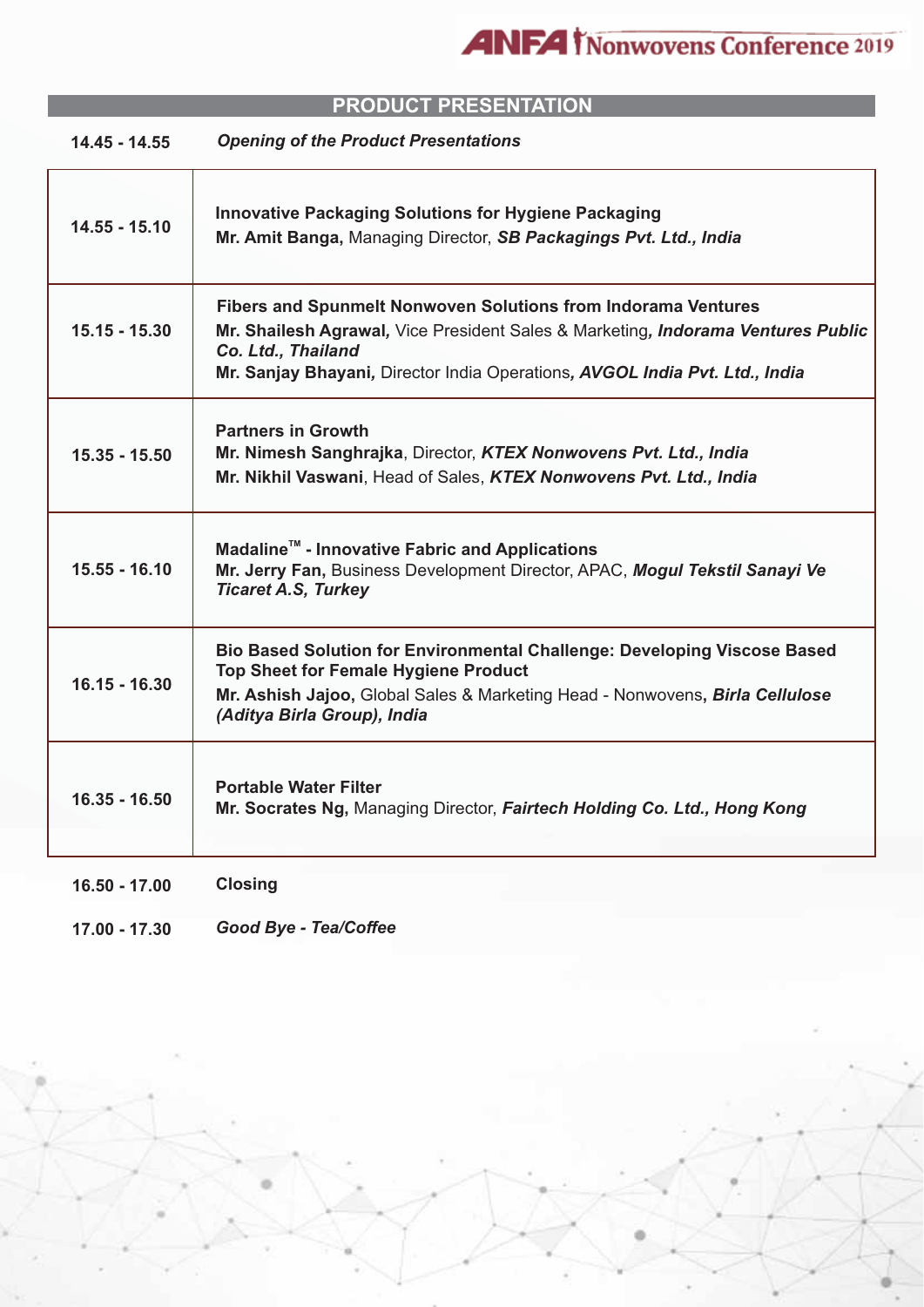## PRODUCT PRESENTATION

| | |
|---|---|
| **14.45 - 14.55** | ***Opening of the Product Presentations*** |
| **14.55 - 15.10** | **Innovative Packaging Solutions for Hygiene Packaging**<br>**Mr. Amit Banga,** Managing Director, ***SB Packagings Pvt. Ltd., India*** |
| **15.15 - 15.30** | **Fibers and Spunmelt Nonwoven Solutions from Indorama Ventures**<br>**Mr. Shailesh Agrawal***,* Vice President Sales & Marketing***, Indorama Ventures Public Co. Ltd., Thailand***<br>**Mr. Sanjay Bhayani***,* Director India Operations***, AVGOL India Pvt. Ltd., India*** |
| **15.35 - 15.50** | **Partners in Growth**<br>**Mr. Nimesh Sanghrajka**, Director, ***KTEX Nonwovens Pvt. Ltd., India***<br>**Mr. Nikhil Vaswani**, Head of Sales, ***KTEX Nonwovens Pvt. Ltd., India*** |
| **15.55 - 16.10** | **Madaline™ - Innovative Fabric and Applications**<br>**Mr. Jerry Fan,** Business Development Director, APAC, ***Mogul Tekstil Sanayi Ve Ticaret A.S, Turkey*** |
| **16.15 - 16.30** | **Bio Based Solution for Environmental Challenge: Developing Viscose Based Top Sheet for Female Hygiene Product**<br>**Mr. Ashish Jajoo,** Global Sales & Marketing Head - Nonwovens**,** ***Birla Cellulose (Aditya Birla Group), India*** |
| **16.35 - 16.50** | **Portable Water Filter**<br>**Mr. Socrates Ng,** Managing Director, ***Fairtech Holding Co. Ltd., Hong Kong*** |
| **16.50 - 17.00** | **Closing** |
| **17.00 - 17.30** | ***Good Bye - Tea/Coffee*** |